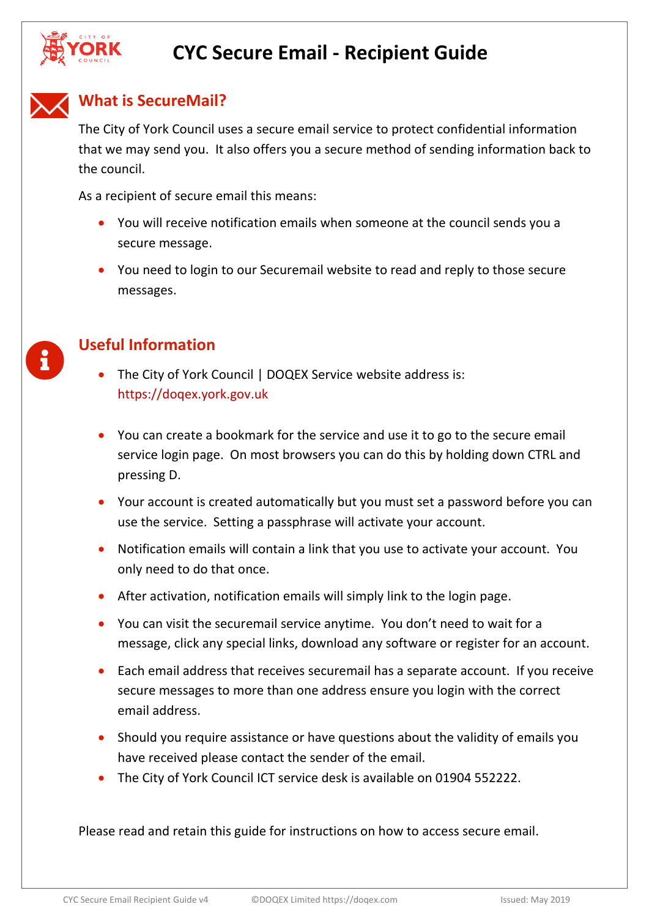# CYC Secure Email - Recipient Guide

## What is SecureMail?

The City of York Council uses a secure email service to protect confidential information that we may send you. It also offers you a secure method of sending information back to the council.

As a recipient of secure email this means:

- You will receive notification emails when someone at the council sends you a secure message.
- You need to login to our Securemail website to read and reply to those secure messages.

## Useful Information

- The City of York Council | DOQEX Service website address is: https://doqex.york.gov.uk
- You can create a bookmark for the service and use it to go to the secure email service login page. On most browsers you can do this by holding down CTRL and pressing D.
- Your account is created automatically but you must set a password before you can use the service. Setting a passphrase will activate your account.
- Notification emails will contain a link that you use to activate your account. You only need to do that once.
- After activation, notification emails will simply link to the login page.
- You can visit the securemail service anytime. You don't need to wait for a message, click any special links, download any software or register for an account.
- Each email address that receives securemail has a separate account. If you receive secure messages to more than one address ensure you login with the correct email address.
- Should you require assistance or have questions about the validity of emails you have received please contact the sender of the email.
- The City of York Council ICT service desk is available on 01904 552222.

Please read and retain this guide for instructions on how to access secure email.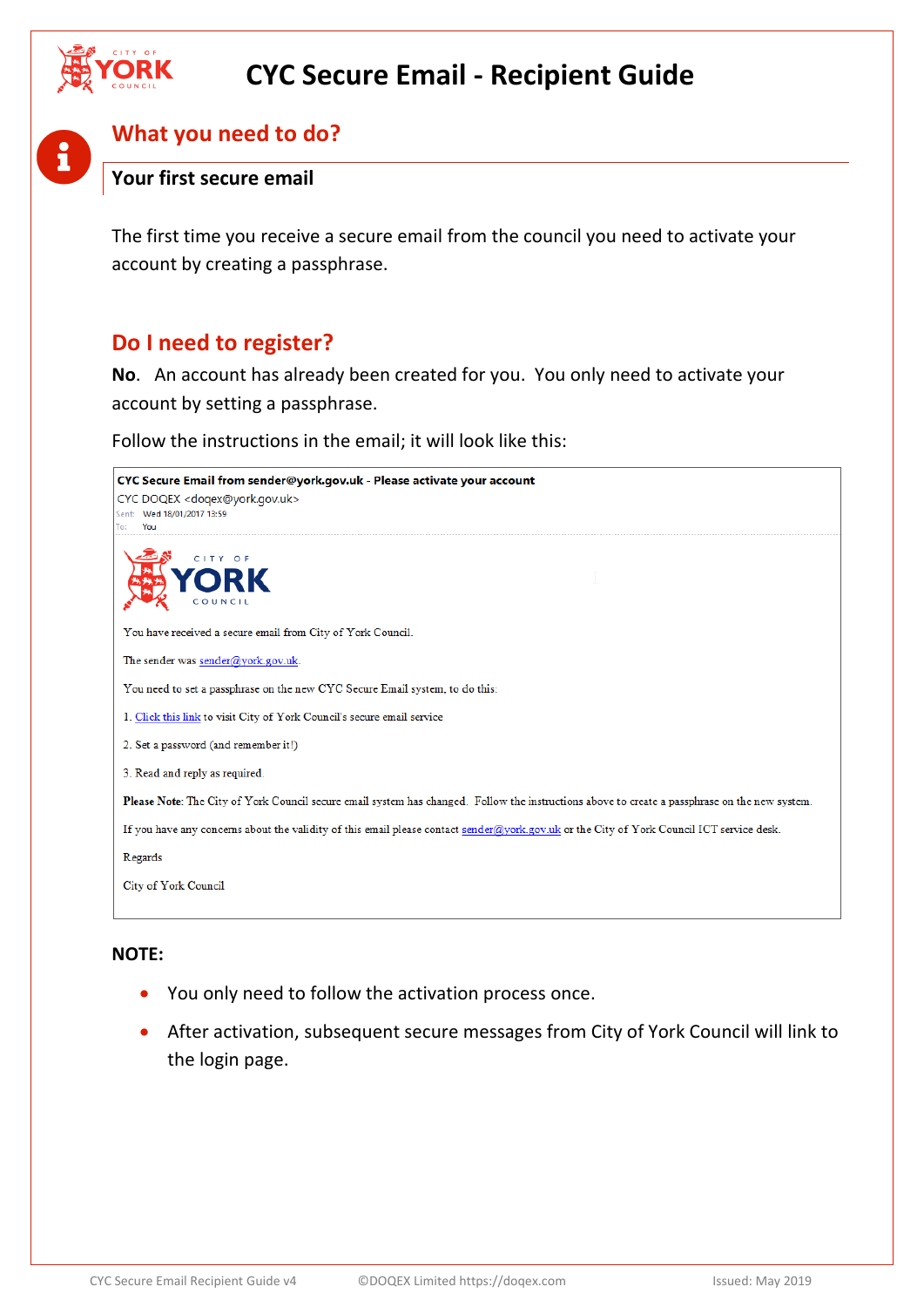# CYC Secure Email - Recipient Guide

## What you need to do?

### Your first secure email

The first time you receive a secure email from the council you need to activate your account by creating a passphrase.

## Do I need to register?

**No**. An account has already been created for you. You only need to activate your account by setting a passphrase.

Follow the instructions in the email; it will look like this:

> **CYC Secure Email from sender@york.gov.uk - Please activate your account**
> CYC DOQEX <doqex@york.gov.uk>
> Sent: Wed 18/01/2017 13:59
> To: You
>
> CITY OF YORK COUNCIL
>
> You have received a secure email from City of York Council.
>
> The sender was sender@york.gov.uk.
>
> You need to set a passphrase on the new CYC Secure Email system, to do this.
>
> 1. Click this link to visit City of York Council's secure email service
>
> 2. Set a password (and remember it!)
>
> 3. Read and reply as required.
>
> **Please Note**: The City of York Council secure email system has changed. Follow the instructions above to create a passphrase on the new system.
>
> If you have any concerns about the validity of this email please contact sender@york.gov.uk or the City of York Council ICT service desk.
>
> Regards
>
> City of York Council

**NOTE:**

- You only need to follow the activation process once.
- After activation, subsequent secure messages from City of York Council will link to the login page.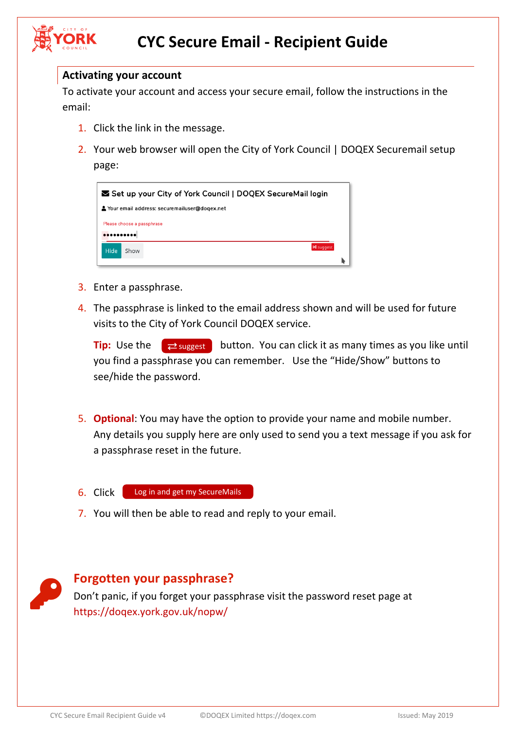# CYC Secure Email - Recipient Guide

## Activating your account

To activate your account and access your secure email, follow the instructions in the email:

1. Click the link in the message.
2. Your web browser will open the City of York Council | DOQEX Securemail setup page:

   Set up your City of York Council | DOQEX SecureMail login

   Your email address: securemailuser@doqex.net

   Please choose a passphrase

3. Enter a passphrase.
4. The passphrase is linked to the email address shown and will be used for future visits to the City of York Council DOQEX service.

   **Tip:** Use the suggest button. You can click it as many times as you like until you find a passphrase you can remember. Use the "Hide/Show" buttons to see/hide the password.

5. **Optional**: You may have the option to provide your name and mobile number. Any details you supply here are only used to send you a text message if you ask for a passphrase reset in the future.
6. Click Log in and get my SecureMails
7. You will then be able to read and reply to your email.

## Forgotten your passphrase?

Don't panic, if you forget your passphrase visit the password reset page at https://doqex.york.gov.uk/nopw/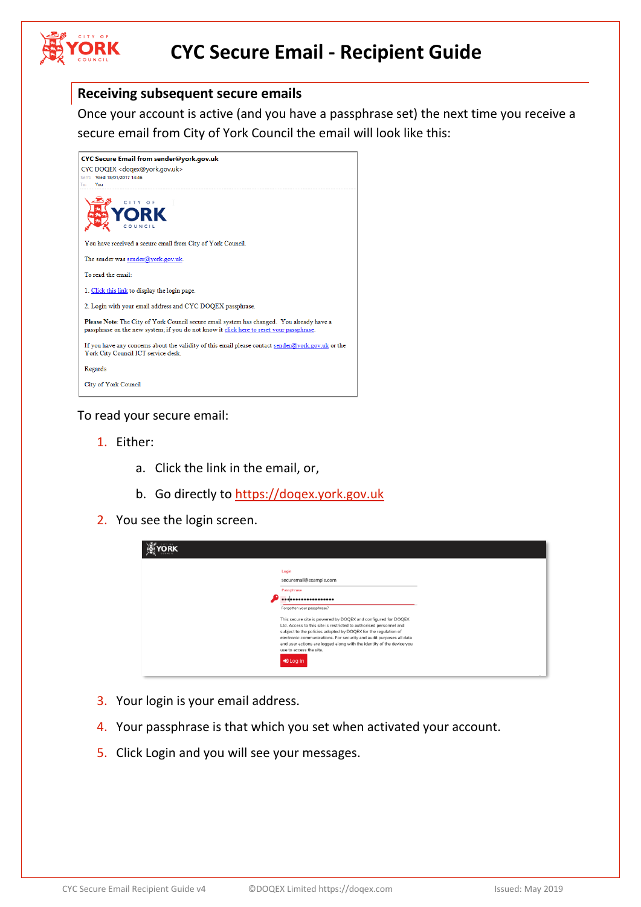## Receiving subsequent secure emails

Once your account is active (and you have a passphrase set) the next time you receive a secure email from City of York Council the email will look like this:

**CYC Secure Email from sender@york.gov.uk**
CYC DOQEX <doqex@york.gov.uk>
Sent: Wed 18/01/2017 14:46
To: You

You have received a secure email from City of York Council.

The sender was sender@york.gov.uk.

To read the email:

1. Click this link to display the login page.

2. Login with your email address and CYC DOQEX passphrase.

**Please Note**: The City of York Council secure email system has changed. You already have a passphrase on the new system; if you do not know it click here to reset your passphrase.

If you have any concerns about the validity of this email please contact sender@york.gov.uk or the York City Council ICT service desk.

Regards

City of York Council

To read your secure email:

1. Either:
   a. Click the link in the email, or,
   b. Go directly to https://doqex.york.gov.uk
2. You see the login screen.

Login
securemail@example.com
Passphrase
Forgotten your passphrase?
This secure site is powered by DOQEX and configured for DOQEX Ltd. Access to this site is restricted to authorised personnel and subject to the policies adopted by DOQEX for the regulation of electronic communications. For security and audit purposes all data and user actions are logged along with the identity of the device you use to access the site.
Log in

3. Your login is your email address.
4. Your passphrase is that which you set when activated your account.
5. Click Login and you will see your messages.